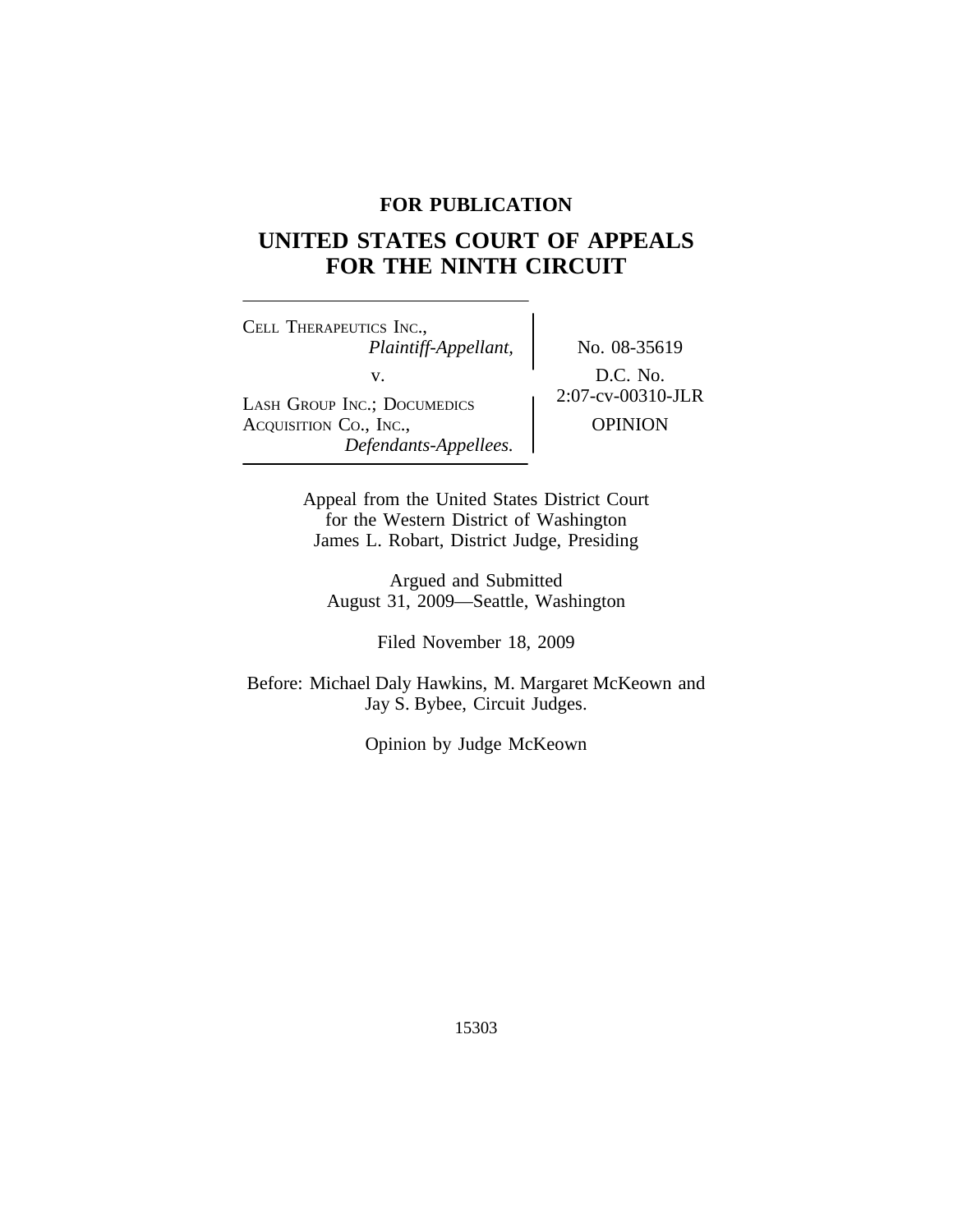**FOR PUBLICATION**

# UNITED STATES COURT OF APPEALS FOR THE NINTH CIRCUIT

CELL THERAPEUTICS INC.,
*Plaintiff-Appellant,*

v.

LASH GROUP INC.; DOCUMEDICS ACQUISITION CO., INC.,
*Defendants-Appellees.*

No. 08-35619

D.C. No. 2:07-cv-00310-JLR

OPINION

Appeal from the United States District Court for the Western District of Washington
James L. Robart, District Judge, Presiding

Argued and Submitted
August 31, 2009—Seattle, Washington

Filed November 18, 2009

Before: Michael Daly Hawkins, M. Margaret McKeown and Jay S. Bybee, Circuit Judges.

Opinion by Judge McKeown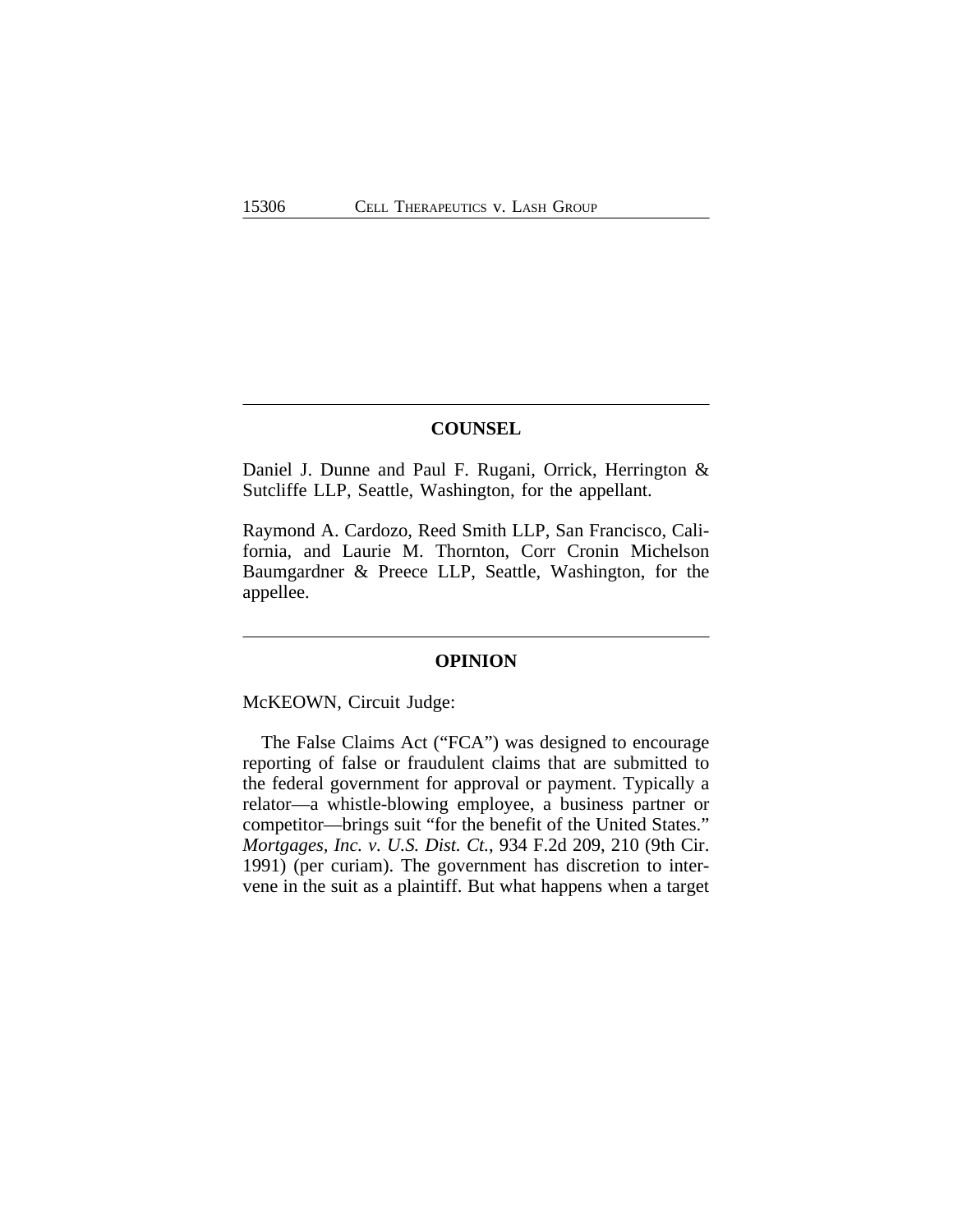## COUNSEL

Daniel J. Dunne and Paul F. Rugani, Orrick, Herrington & Sutcliffe LLP, Seattle, Washington, for the appellant.

Raymond A. Cardozo, Reed Smith LLP, San Francisco, California, and Laurie M. Thornton, Corr Cronin Michelson Baumgardner & Preece LLP, Seattle, Washington, for the appellee.

## OPINION

McKEOWN, Circuit Judge:

The False Claims Act ("FCA") was designed to encourage reporting of false or fraudulent claims that are submitted to the federal government for approval or payment. Typically a relator—a whistle-blowing employee, a business partner or competitor—brings suit "for the benefit of the United States." *Mortgages, Inc. v. U.S. Dist. Ct.*, 934 F.2d 209, 210 (9th Cir. 1991) (per curiam). The government has discretion to intervene in the suit as a plaintiff. But what happens when a target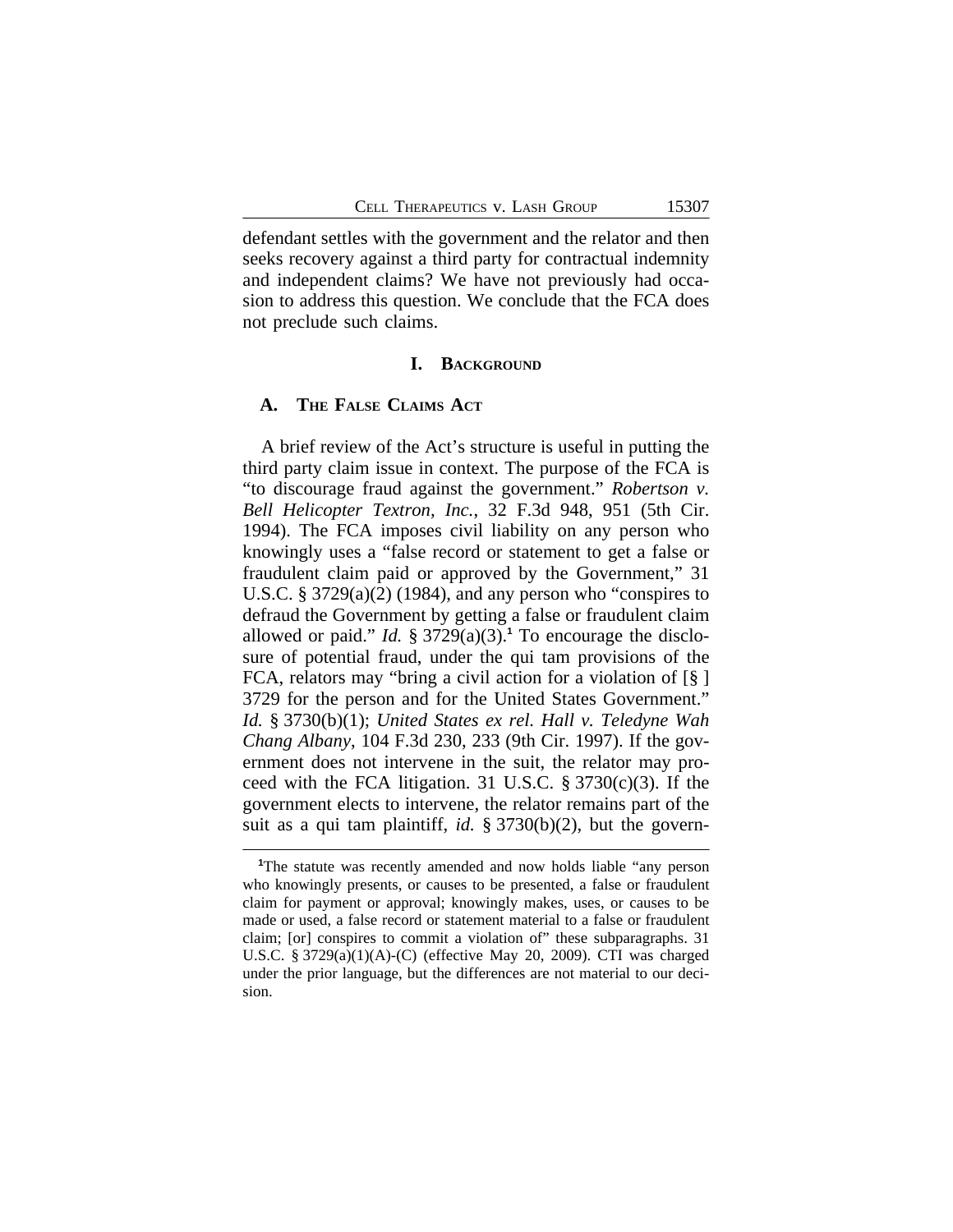defendant settles with the government and the relator and then seeks recovery against a third party for contractual indemnity and independent claims? We have not previously had occasion to address this question. We conclude that the FCA does not preclude such claims.

## I. Background

### A. The False Claims Act

A brief review of the Act's structure is useful in putting the third party claim issue in context. The purpose of the FCA is "to discourage fraud against the government." *Robertson v. Bell Helicopter Textron, Inc.*, 32 F.3d 948, 951 (5th Cir. 1994). The FCA imposes civil liability on any person who knowingly uses a "false record or statement to get a false or fraudulent claim paid or approved by the Government," 31 U.S.C. § 3729(a)(2) (1984), and any person who "conspires to defraud the Government by getting a false or fraudulent claim allowed or paid." *Id.* § 3729(a)(3).[1] To encourage the disclosure of potential fraud, under the qui tam provisions of the FCA, relators may "bring a civil action for a violation of [§ ] 3729 for the person and for the United States Government." *Id.* § 3730(b)(1); *United States ex rel. Hall v. Teledyne Wah Chang Albany*, 104 F.3d 230, 233 (9th Cir. 1997). If the government does not intervene in the suit, the relator may proceed with the FCA litigation. 31 U.S.C. § 3730(c)(3). If the government elects to intervene, the relator remains part of the suit as a qui tam plaintiff, *id.* § 3730(b)(2), but the govern-

---

[1]The statute was recently amended and now holds liable "any person who knowingly presents, or causes to be presented, a false or fraudulent claim for payment or approval; knowingly makes, uses, or causes to be made or used, a false record or statement material to a false or fraudulent claim; [or] conspires to commit a violation of" these subparagraphs. 31 U.S.C. § 3729(a)(1)(A)-(C) (effective May 20, 2009). CTI was charged under the prior language, but the differences are not material to our decision.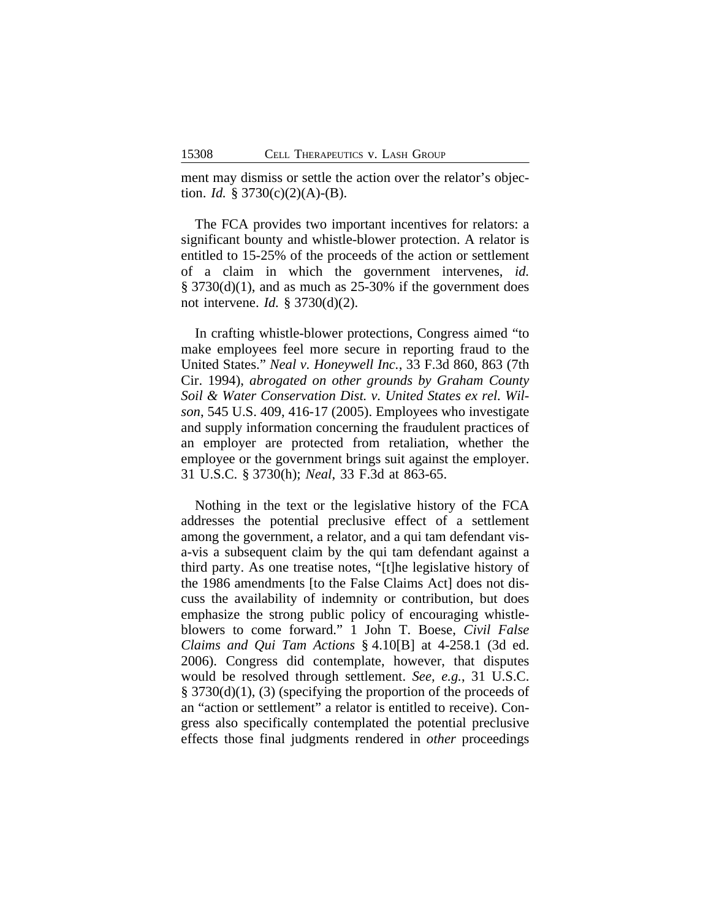ment may dismiss or settle the action over the relator's objection. *Id.* § 3730(c)(2)(A)-(B).

The FCA provides two important incentives for relators: a significant bounty and whistle-blower protection. A relator is entitled to 15-25% of the proceeds of the action or settlement of a claim in which the government intervenes, *id.* § 3730(d)(1), and as much as 25-30% if the government does not intervene. *Id.* § 3730(d)(2).

In crafting whistle-blower protections, Congress aimed "to make employees feel more secure in reporting fraud to the United States." *Neal v. Honeywell Inc.*, 33 F.3d 860, 863 (7th Cir. 1994), *abrogated on other grounds by Graham County Soil & Water Conservation Dist. v. United States ex rel. Wilson*, 545 U.S. 409, 416-17 (2005). Employees who investigate and supply information concerning the fraudulent practices of an employer are protected from retaliation, whether the employee or the government brings suit against the employer. 31 U.S.C. § 3730(h); *Neal*, 33 F.3d at 863-65.

Nothing in the text or the legislative history of the FCA addresses the potential preclusive effect of a settlement among the government, a relator, and a qui tam defendant vis-a-vis a subsequent claim by the qui tam defendant against a third party. As one treatise notes, "[t]he legislative history of the 1986 amendments [to the False Claims Act] does not discuss the availability of indemnity or contribution, but does emphasize the strong public policy of encouraging whistle-blowers to come forward." 1 John T. Boese, *Civil False Claims and Qui Tam Actions* § 4.10[B] at 4-258.1 (3d ed. 2006). Congress did contemplate, however, that disputes would be resolved through settlement. *See, e.g.*, 31 U.S.C. § 3730(d)(1), (3) (specifying the proportion of the proceeds of an "action or settlement" a relator is entitled to receive). Congress also specifically contemplated the potential preclusive effects those final judgments rendered in *other* proceedings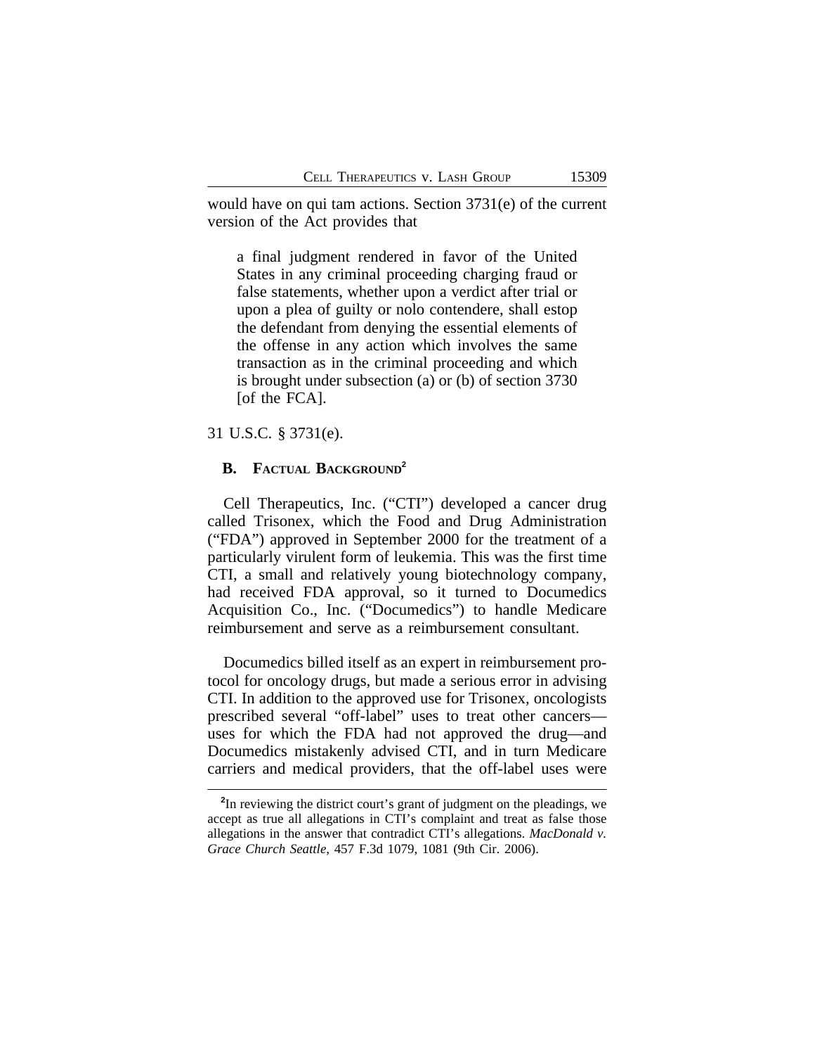would have on qui tam actions. Section 3731(e) of the current version of the Act provides that

> a final judgment rendered in favor of the United States in any criminal proceeding charging fraud or false statements, whether upon a verdict after trial or upon a plea of guilty or nolo contendere, shall estop the defendant from denying the essential elements of the offense in any action which involves the same transaction as in the criminal proceeding and which is brought under subsection (a) or (b) of section 3730 [of the FCA].

31 U.S.C. § 3731(e).

### B. Factual Background[2]

Cell Therapeutics, Inc. ("CTI") developed a cancer drug called Trisonex, which the Food and Drug Administration ("FDA") approved in September 2000 for the treatment of a particularly virulent form of leukemia. This was the first time CTI, a small and relatively young biotechnology company, had received FDA approval, so it turned to Documedics Acquisition Co., Inc. ("Documedics") to handle Medicare reimbursement and serve as a reimbursement consultant.

Documedics billed itself as an expert in reimbursement protocol for oncology drugs, but made a serious error in advising CTI. In addition to the approved use for Trisonex, oncologists prescribed several "off-label" uses to treat other cancers—uses for which the FDA had not approved the drug—and Documedics mistakenly advised CTI, and in turn Medicare carriers and medical providers, that the off-label uses were

---

[2]In reviewing the district court's grant of judgment on the pleadings, we accept as true all allegations in CTI's complaint and treat as false those allegations in the answer that contradict CTI's allegations. *MacDonald v. Grace Church Seattle*, 457 F.3d 1079, 1081 (9th Cir. 2006).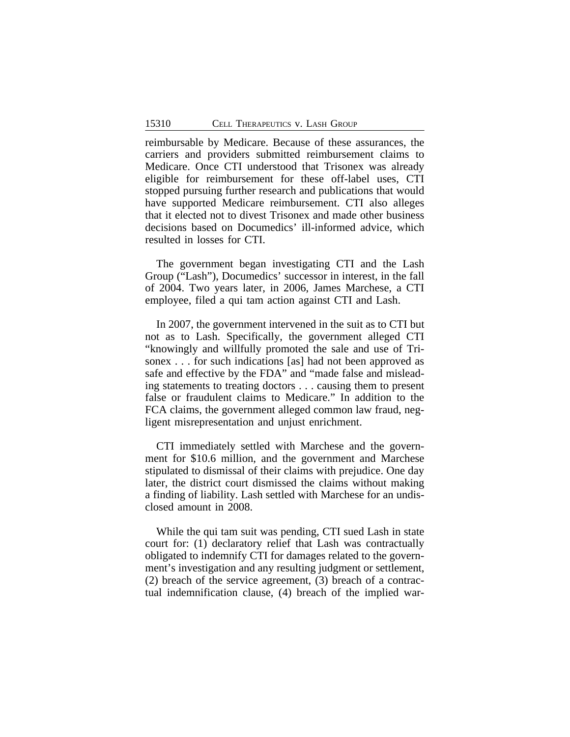reimbursable by Medicare. Because of these assurances, the carriers and providers submitted reimbursement claims to Medicare. Once CTI understood that Trisonex was already eligible for reimbursement for these off-label uses, CTI stopped pursuing further research and publications that would have supported Medicare reimbursement. CTI also alleges that it elected not to divest Trisonex and made other business decisions based on Documedics' ill-informed advice, which resulted in losses for CTI.

The government began investigating CTI and the Lash Group ("Lash"), Documedics' successor in interest, in the fall of 2004. Two years later, in 2006, James Marchese, a CTI employee, filed a qui tam action against CTI and Lash.

In 2007, the government intervened in the suit as to CTI but not as to Lash. Specifically, the government alleged CTI "knowingly and willfully promoted the sale and use of Trisonex . . . for such indications [as] had not been approved as safe and effective by the FDA" and "made false and misleading statements to treating doctors . . . causing them to present false or fraudulent claims to Medicare." In addition to the FCA claims, the government alleged common law fraud, negligent misrepresentation and unjust enrichment.

CTI immediately settled with Marchese and the government for $10.6 million, and the government and Marchese stipulated to dismissal of their claims with prejudice. One day later, the district court dismissed the claims without making a finding of liability. Lash settled with Marchese for an undisclosed amount in 2008.

While the qui tam suit was pending, CTI sued Lash in state court for: (1) declaratory relief that Lash was contractually obligated to indemnify CTI for damages related to the government's investigation and any resulting judgment or settlement, (2) breach of the service agreement, (3) breach of a contractual indemnification clause, (4) breach of the implied war-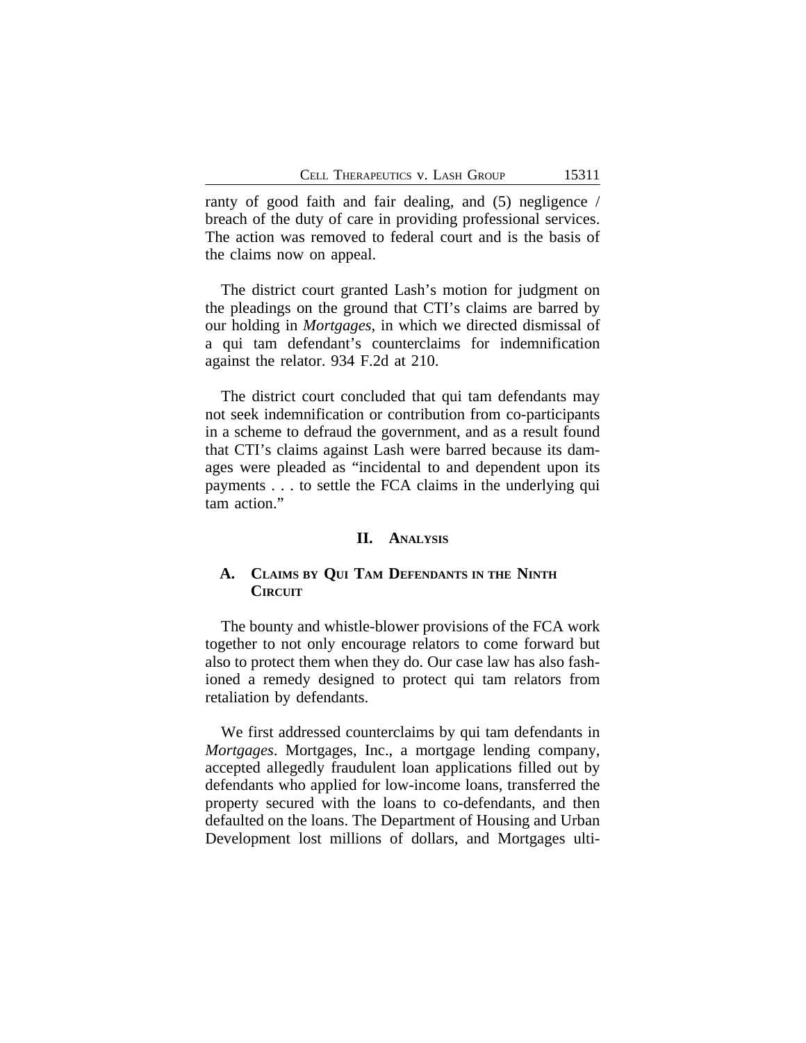ranty of good faith and fair dealing, and (5) negligence / breach of the duty of care in providing professional services. The action was removed to federal court and is the basis of the claims now on appeal.

The district court granted Lash's motion for judgment on the pleadings on the ground that CTI's claims are barred by our holding in *Mortgages*, in which we directed dismissal of a qui tam defendant's counterclaims for indemnification against the relator. 934 F.2d at 210.

The district court concluded that qui tam defendants may not seek indemnification or contribution from co-participants in a scheme to defraud the government, and as a result found that CTI's claims against Lash were barred because its damages were pleaded as "incidental to and dependent upon its payments . . . to settle the FCA claims in the underlying qui tam action."

## II. Analysis

### A. Claims by Qui Tam Defendants in the Ninth Circuit

The bounty and whistle-blower provisions of the FCA work together to not only encourage relators to come forward but also to protect them when they do. Our case law has also fashioned a remedy designed to protect qui tam relators from retaliation by defendants.

We first addressed counterclaims by qui tam defendants in *Mortgages*. Mortgages, Inc., a mortgage lending company, accepted allegedly fraudulent loan applications filled out by defendants who applied for low-income loans, transferred the property secured with the loans to co-defendants, and then defaulted on the loans. The Department of Housing and Urban Development lost millions of dollars, and Mortgages ulti-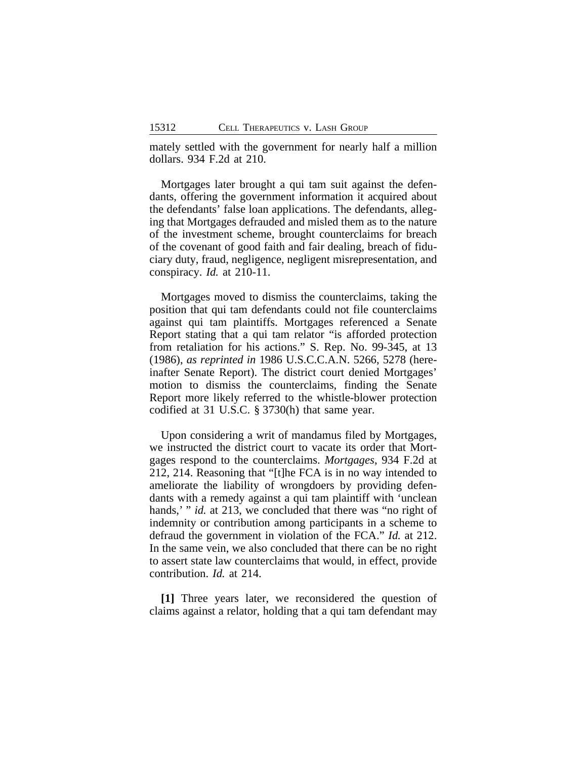mately settled with the government for nearly half a million dollars. 934 F.2d at 210.

Mortgages later brought a qui tam suit against the defendants, offering the government information it acquired about the defendants' false loan applications. The defendants, alleging that Mortgages defrauded and misled them as to the nature of the investment scheme, brought counterclaims for breach of the covenant of good faith and fair dealing, breach of fiduciary duty, fraud, negligence, negligent misrepresentation, and conspiracy. *Id.* at 210-11.

Mortgages moved to dismiss the counterclaims, taking the position that qui tam defendants could not file counterclaims against qui tam plaintiffs. Mortgages referenced a Senate Report stating that a qui tam relator "is afforded protection from retaliation for his actions." S. Rep. No. 99-345, at 13 (1986), *as reprinted in* 1986 U.S.C.C.A.N. 5266, 5278 (hereinafter Senate Report). The district court denied Mortgages' motion to dismiss the counterclaims, finding the Senate Report more likely referred to the whistle-blower protection codified at 31 U.S.C. § 3730(h) that same year.

Upon considering a writ of mandamus filed by Mortgages, we instructed the district court to vacate its order that Mortgages respond to the counterclaims. *Mortgages*, 934 F.2d at 212, 214. Reasoning that "[t]he FCA is in no way intended to ameliorate the liability of wrongdoers by providing defendants with a remedy against a qui tam plaintiff with 'unclean hands,' " *id.* at 213, we concluded that there was "no right of indemnity or contribution among participants in a scheme to defraud the government in violation of the FCA." *Id.* at 212. In the same vein, we also concluded that there can be no right to assert state law counterclaims that would, in effect, provide contribution. *Id.* at 214.

**[1]** Three years later, we reconsidered the question of claims against a relator, holding that a qui tam defendant may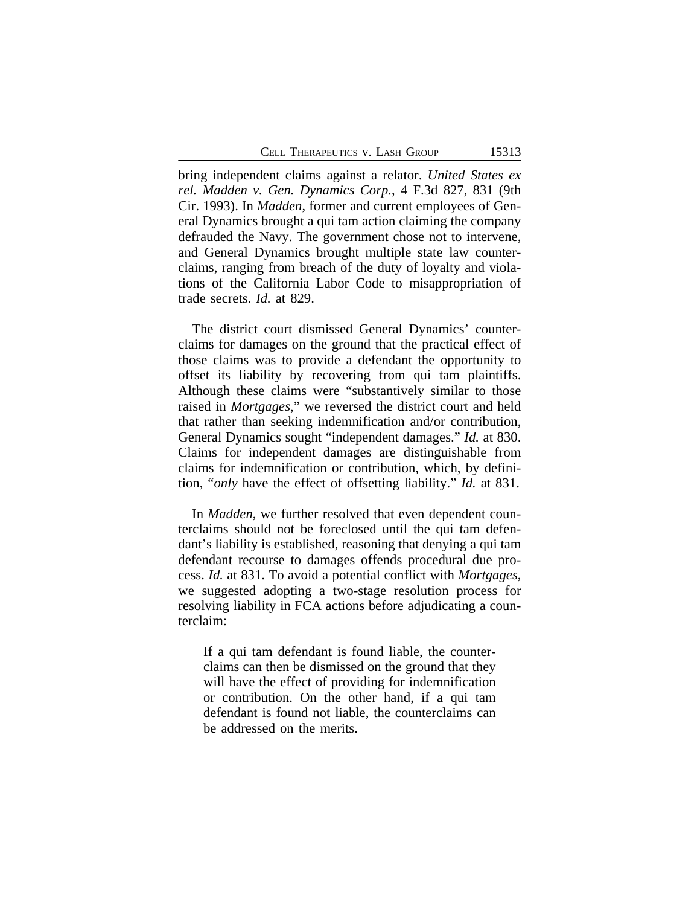bring independent claims against a relator. *United States ex rel. Madden v. Gen. Dynamics Corp.*, 4 F.3d 827, 831 (9th Cir. 1993). In *Madden*, former and current employees of General Dynamics brought a qui tam action claiming the company defrauded the Navy. The government chose not to intervene, and General Dynamics brought multiple state law counterclaims, ranging from breach of the duty of loyalty and violations of the California Labor Code to misappropriation of trade secrets. *Id.* at 829.

The district court dismissed General Dynamics' counterclaims for damages on the ground that the practical effect of those claims was to provide a defendant the opportunity to offset its liability by recovering from qui tam plaintiffs. Although these claims were "substantively similar to those raised in *Mortgages*," we reversed the district court and held that rather than seeking indemnification and/or contribution, General Dynamics sought "independent damages." *Id.* at 830. Claims for independent damages are distinguishable from claims for indemnification or contribution, which, by definition, "*only* have the effect of offsetting liability." *Id.* at 831.

In *Madden*, we further resolved that even dependent counterclaims should not be foreclosed until the qui tam defendant's liability is established, reasoning that denying a qui tam defendant recourse to damages offends procedural due process. *Id.* at 831. To avoid a potential conflict with *Mortgages*, we suggested adopting a two-stage resolution process for resolving liability in FCA actions before adjudicating a counterclaim:

> If a qui tam defendant is found liable, the counterclaims can then be dismissed on the ground that they will have the effect of providing for indemnification or contribution. On the other hand, if a qui tam defendant is found not liable, the counterclaims can be addressed on the merits.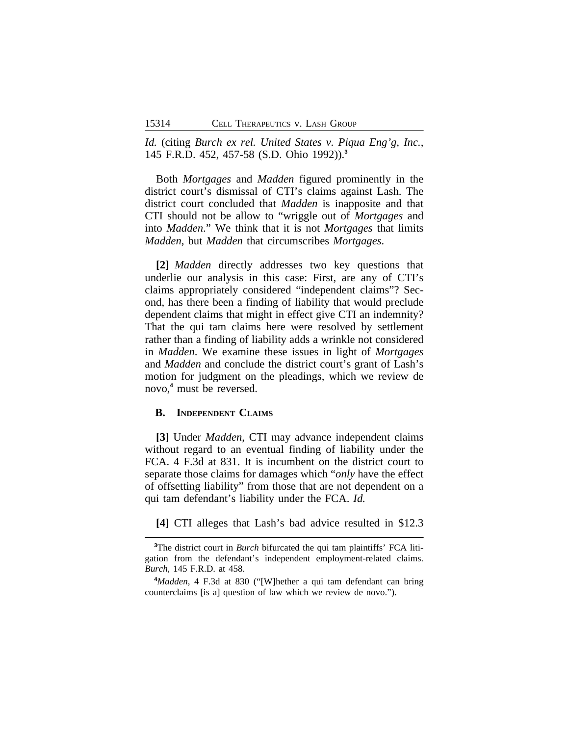*Id.* (citing *Burch ex rel. United States v. Piqua Eng'g, Inc.*, 145 F.R.D. 452, 457-58 (S.D. Ohio 1992)).[3]

Both *Mortgages* and *Madden* figured prominently in the district court's dismissal of CTI's claims against Lash. The district court concluded that *Madden* is inapposite and that CTI should not be allow to "wriggle out of *Mortgages* and into *Madden*." We think that it is not *Mortgages* that limits *Madden*, but *Madden* that circumscribes *Mortgages*.

**[2]** *Madden* directly addresses two key questions that underlie our analysis in this case: First, are any of CTI's claims appropriately considered "independent claims"? Second, has there been a finding of liability that would preclude dependent claims that might in effect give CTI an indemnity? That the qui tam claims here were resolved by settlement rather than a finding of liability adds a wrinkle not considered in *Madden*. We examine these issues in light of *Mortgages* and *Madden* and conclude the district court's grant of Lash's motion for judgment on the pleadings, which we review de novo,[4] must be reversed.

### B. INDEPENDENT CLAIMS

**[3]** Under *Madden*, CTI may advance independent claims without regard to an eventual finding of liability under the FCA. 4 F.3d at 831. It is incumbent on the district court to separate those claims for damages which "*only* have the effect of offsetting liability" from those that are not dependent on a qui tam defendant's liability under the FCA. *Id.*

**[4]** CTI alleges that Lash's bad advice resulted in $12.3

---

[3]The district court in *Burch* bifurcated the qui tam plaintiffs' FCA litigation from the defendant's independent employment-related claims. *Burch*, 145 F.R.D. at 458.

[4]*Madden*, 4 F.3d at 830 ("[W]hether a qui tam defendant can bring counterclaims [is a] question of law which we review de novo.").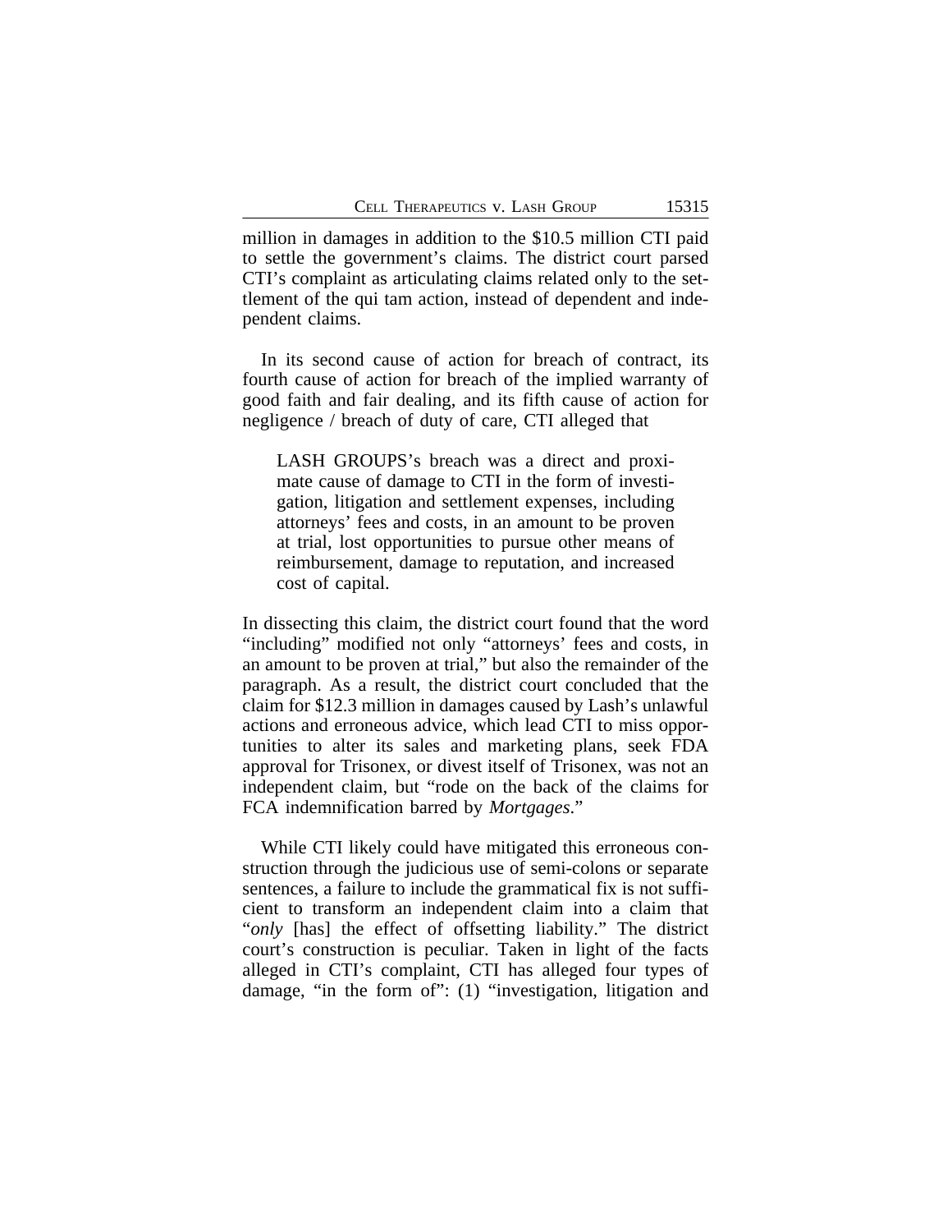million in damages in addition to the $10.5 million CTI paid to settle the government's claims. The district court parsed CTI's complaint as articulating claims related only to the settlement of the qui tam action, instead of dependent and independent claims.

In its second cause of action for breach of contract, its fourth cause of action for breach of the implied warranty of good faith and fair dealing, and its fifth cause of action for negligence / breach of duty of care, CTI alleged that

> LASH GROUPS's breach was a direct and proximate cause of damage to CTI in the form of investigation, litigation and settlement expenses, including attorneys' fees and costs, in an amount to be proven at trial, lost opportunities to pursue other means of reimbursement, damage to reputation, and increased cost of capital.

In dissecting this claim, the district court found that the word "including" modified not only "attorneys' fees and costs, in an amount to be proven at trial," but also the remainder of the paragraph. As a result, the district court concluded that the claim for $12.3 million in damages caused by Lash's unlawful actions and erroneous advice, which lead CTI to miss opportunities to alter its sales and marketing plans, seek FDA approval for Trisonex, or divest itself of Trisonex, was not an independent claim, but "rode on the back of the claims for FCA indemnification barred by *Mortgages*."

While CTI likely could have mitigated this erroneous construction through the judicious use of semi-colons or separate sentences, a failure to include the grammatical fix is not sufficient to transform an independent claim into a claim that "*only* [has] the effect of offsetting liability." The district court's construction is peculiar. Taken in light of the facts alleged in CTI's complaint, CTI has alleged four types of damage, "in the form of": (1) "investigation, litigation and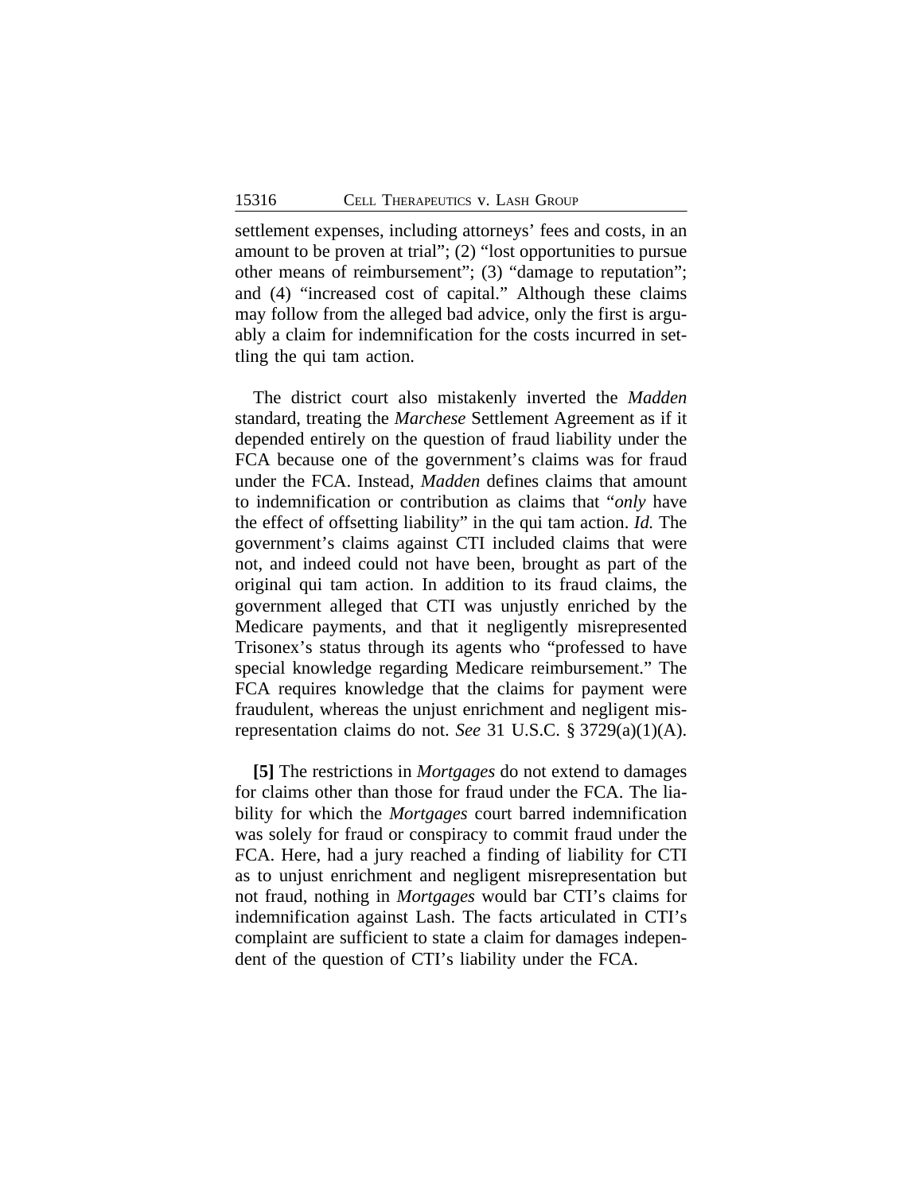settlement expenses, including attorneys' fees and costs, in an amount to be proven at trial"; (2) "lost opportunities to pursue other means of reimbursement"; (3) "damage to reputation"; and (4) "increased cost of capital." Although these claims may follow from the alleged bad advice, only the first is arguably a claim for indemnification for the costs incurred in settling the qui tam action.

The district court also mistakenly inverted the *Madden* standard, treating the *Marchese* Settlement Agreement as if it depended entirely on the question of fraud liability under the FCA because one of the government's claims was for fraud under the FCA. Instead, *Madden* defines claims that amount to indemnification or contribution as claims that "*only* have the effect of offsetting liability" in the qui tam action. *Id.* The government's claims against CTI included claims that were not, and indeed could not have been, brought as part of the original qui tam action. In addition to its fraud claims, the government alleged that CTI was unjustly enriched by the Medicare payments, and that it negligently misrepresented Trisonex's status through its agents who "professed to have special knowledge regarding Medicare reimbursement." The FCA requires knowledge that the claims for payment were fraudulent, whereas the unjust enrichment and negligent misrepresentation claims do not. *See* 31 U.S.C. § 3729(a)(1)(A).

**[5]** The restrictions in *Mortgages* do not extend to damages for claims other than those for fraud under the FCA. The liability for which the *Mortgages* court barred indemnification was solely for fraud or conspiracy to commit fraud under the FCA. Here, had a jury reached a finding of liability for CTI as to unjust enrichment and negligent misrepresentation but not fraud, nothing in *Mortgages* would bar CTI's claims for indemnification against Lash. The facts articulated in CTI's complaint are sufficient to state a claim for damages independent of the question of CTI's liability under the FCA.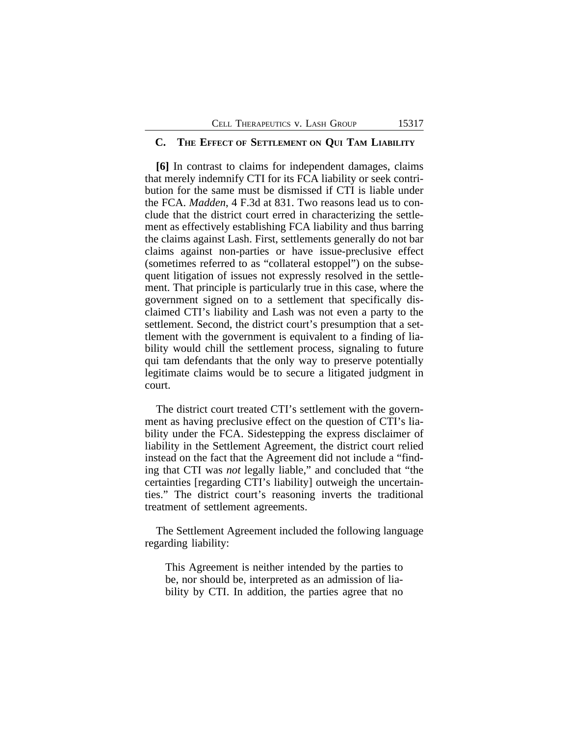### C. The Effect of Settlement on Qui Tam Liability

**[6]** In contrast to claims for independent damages, claims that merely indemnify CTI for its FCA liability or seek contribution for the same must be dismissed if CTI is liable under the FCA. *Madden*, 4 F.3d at 831. Two reasons lead us to conclude that the district court erred in characterizing the settlement as effectively establishing FCA liability and thus barring the claims against Lash. First, settlements generally do not bar claims against non-parties or have issue-preclusive effect (sometimes referred to as "collateral estoppel") on the subsequent litigation of issues not expressly resolved in the settlement. That principle is particularly true in this case, where the government signed on to a settlement that specifically disclaimed CTI's liability and Lash was not even a party to the settlement. Second, the district court's presumption that a settlement with the government is equivalent to a finding of liability would chill the settlement process, signaling to future qui tam defendants that the only way to preserve potentially legitimate claims would be to secure a litigated judgment in court.

The district court treated CTI's settlement with the government as having preclusive effect on the question of CTI's liability under the FCA. Sidestepping the express disclaimer of liability in the Settlement Agreement, the district court relied instead on the fact that the Agreement did not include a "finding that CTI was *not* legally liable," and concluded that "the certainties [regarding CTI's liability] outweigh the uncertainties." The district court's reasoning inverts the traditional treatment of settlement agreements.

The Settlement Agreement included the following language regarding liability:

> This Agreement is neither intended by the parties to be, nor should be, interpreted as an admission of liability by CTI. In addition, the parties agree that no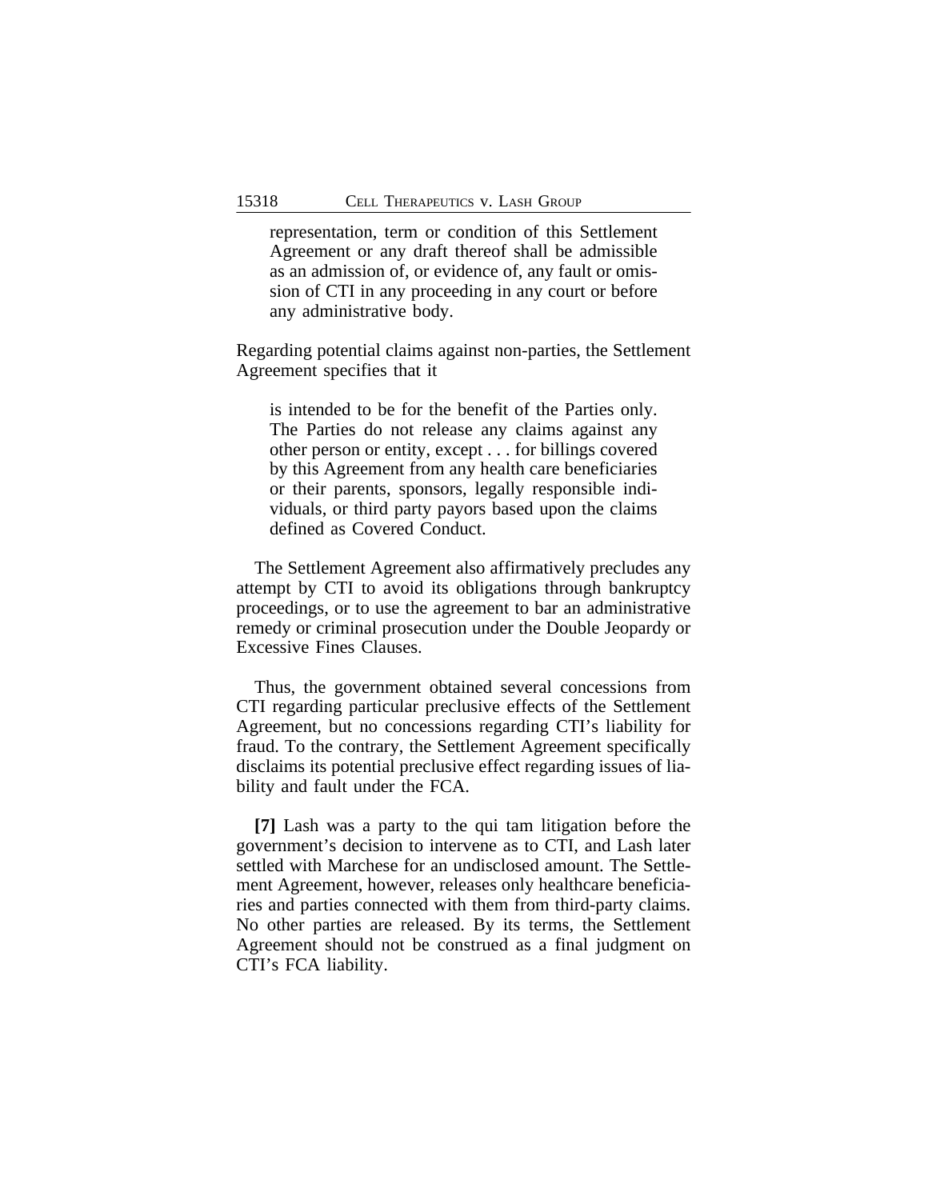> representation, term or condition of this Settlement Agreement or any draft thereof shall be admissible as an admission of, or evidence of, any fault or omission of CTI in any proceeding in any court or before any administrative body.

Regarding potential claims against non-parties, the Settlement Agreement specifies that it

> is intended to be for the benefit of the Parties only. The Parties do not release any claims against any other person or entity, except . . . for billings covered by this Agreement from any health care beneficiaries or their parents, sponsors, legally responsible individuals, or third party payors based upon the claims defined as Covered Conduct.

The Settlement Agreement also affirmatively precludes any attempt by CTI to avoid its obligations through bankruptcy proceedings, or to use the agreement to bar an administrative remedy or criminal prosecution under the Double Jeopardy or Excessive Fines Clauses.

Thus, the government obtained several concessions from CTI regarding particular preclusive effects of the Settlement Agreement, but no concessions regarding CTI's liability for fraud. To the contrary, the Settlement Agreement specifically disclaims its potential preclusive effect regarding issues of liability and fault under the FCA.

**[7]** Lash was a party to the qui tam litigation before the government's decision to intervene as to CTI, and Lash later settled with Marchese for an undisclosed amount. The Settlement Agreement, however, releases only healthcare beneficiaries and parties connected with them from third-party claims. No other parties are released. By its terms, the Settlement Agreement should not be construed as a final judgment on CTI's FCA liability.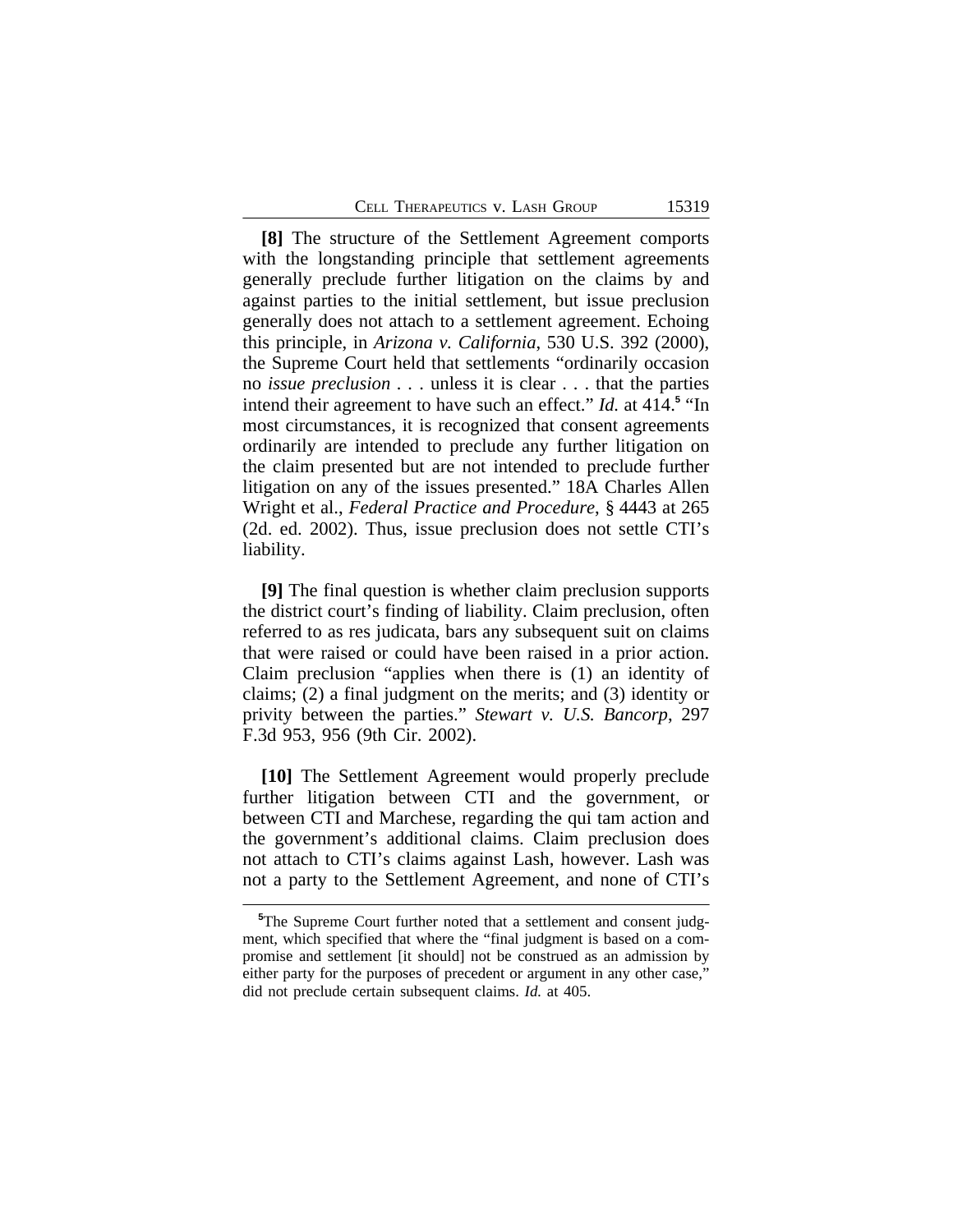**[8]** The structure of the Settlement Agreement comports with the longstanding principle that settlement agreements generally preclude further litigation on the claims by and against parties to the initial settlement, but issue preclusion generally does not attach to a settlement agreement. Echoing this principle, in *Arizona v. California*, 530 U.S. 392 (2000), the Supreme Court held that settlements "ordinarily occasion no *issue preclusion* . . . unless it is clear . . . that the parties intend their agreement to have such an effect." *Id.* at 414.[5] "In most circumstances, it is recognized that consent agreements ordinarily are intended to preclude any further litigation on the claim presented but are not intended to preclude further litigation on any of the issues presented." 18A Charles Allen Wright et al., *Federal Practice and Procedure*, § 4443 at 265 (2d. ed. 2002). Thus, issue preclusion does not settle CTI's liability.

**[9]** The final question is whether claim preclusion supports the district court's finding of liability. Claim preclusion, often referred to as res judicata, bars any subsequent suit on claims that were raised or could have been raised in a prior action. Claim preclusion "applies when there is (1) an identity of claims; (2) a final judgment on the merits; and (3) identity or privity between the parties." *Stewart v. U.S. Bancorp*, 297 F.3d 953, 956 (9th Cir. 2002).

**[10]** The Settlement Agreement would properly preclude further litigation between CTI and the government, or between CTI and Marchese, regarding the qui tam action and the government's additional claims. Claim preclusion does not attach to CTI's claims against Lash, however. Lash was not a party to the Settlement Agreement, and none of CTI's

---

[5]The Supreme Court further noted that a settlement and consent judgment, which specified that where the "final judgment is based on a compromise and settlement [it should] not be construed as an admission by either party for the purposes of precedent or argument in any other case," did not preclude certain subsequent claims. *Id.* at 405.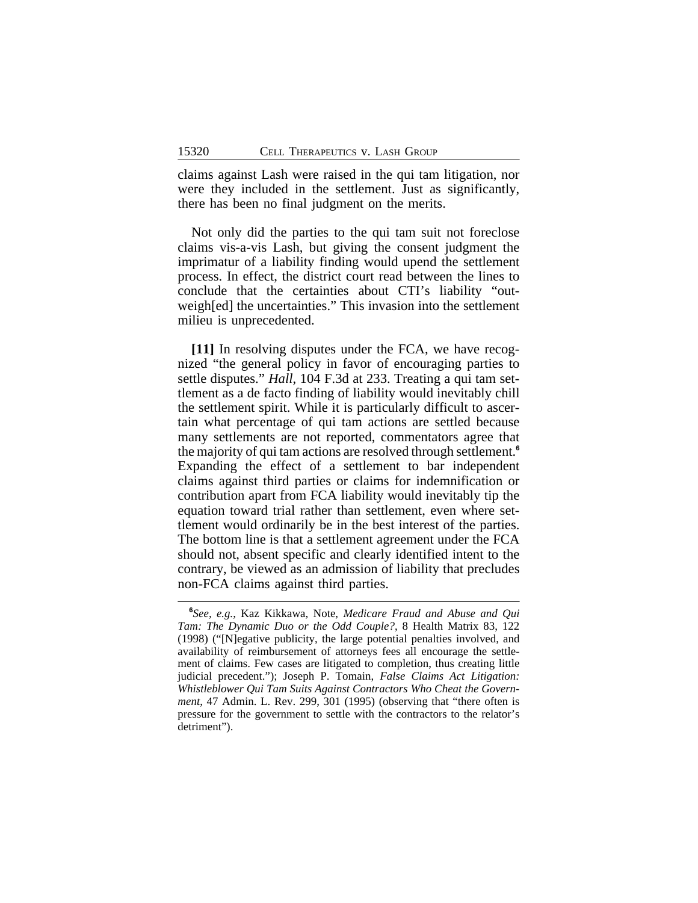claims against Lash were raised in the qui tam litigation, nor were they included in the settlement. Just as significantly, there has been no final judgment on the merits.

Not only did the parties to the qui tam suit not foreclose claims vis-a-vis Lash, but giving the consent judgment the imprimatur of a liability finding would upend the settlement process. In effect, the district court read between the lines to conclude that the certainties about CTI's liability "outweigh[ed] the uncertainties." This invasion into the settlement milieu is unprecedented.

**[11]** In resolving disputes under the FCA, we have recognized "the general policy in favor of encouraging parties to settle disputes." *Hall*, 104 F.3d at 233. Treating a qui tam settlement as a de facto finding of liability would inevitably chill the settlement spirit. While it is particularly difficult to ascertain what percentage of qui tam actions are settled because many settlements are not reported, commentators agree that the majority of qui tam actions are resolved through settlement.[6] Expanding the effect of a settlement to bar independent claims against third parties or claims for indemnification or contribution apart from FCA liability would inevitably tip the equation toward trial rather than settlement, even where settlement would ordinarily be in the best interest of the parties. The bottom line is that a settlement agreement under the FCA should not, absent specific and clearly identified intent to the contrary, be viewed as an admission of liability that precludes non-FCA claims against third parties.

---

[6]*See, e.g.*, Kaz Kikkawa, Note, *Medicare Fraud and Abuse and Qui Tam: The Dynamic Duo or the Odd Couple?*, 8 Health Matrix 83, 122 (1998) ("[N]egative publicity, the large potential penalties involved, and availability of reimbursement of attorneys fees all encourage the settlement of claims. Few cases are litigated to completion, thus creating little judicial precedent."); Joseph P. Tomain, *False Claims Act Litigation: Whistleblower Qui Tam Suits Against Contractors Who Cheat the Government*, 47 Admin. L. Rev. 299, 301 (1995) (observing that "there often is pressure for the government to settle with the contractors to the relator's detriment").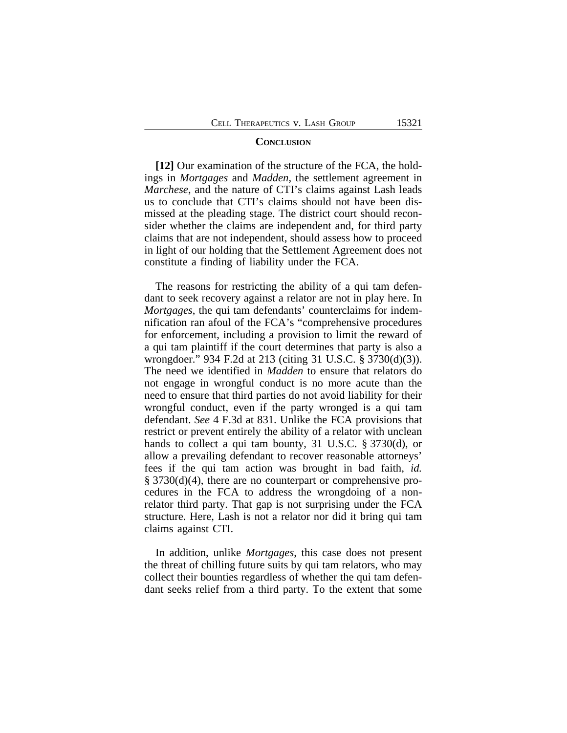## CONCLUSION

**[12]** Our examination of the structure of the FCA, the holdings in *Mortgages* and *Madden*, the settlement agreement in *Marchese*, and the nature of CTI's claims against Lash leads us to conclude that CTI's claims should not have been dismissed at the pleading stage. The district court should reconsider whether the claims are independent and, for third party claims that are not independent, should assess how to proceed in light of our holding that the Settlement Agreement does not constitute a finding of liability under the FCA.

The reasons for restricting the ability of a qui tam defendant to seek recovery against a relator are not in play here. In *Mortgages*, the qui tam defendants' counterclaims for indemnification ran afoul of the FCA's "comprehensive procedures for enforcement, including a provision to limit the reward of a qui tam plaintiff if the court determines that party is also a wrongdoer." 934 F.2d at 213 (citing 31 U.S.C. § 3730(d)(3)). The need we identified in *Madden* to ensure that relators do not engage in wrongful conduct is no more acute than the need to ensure that third parties do not avoid liability for their wrongful conduct, even if the party wronged is a qui tam defendant. *See* 4 F.3d at 831. Unlike the FCA provisions that restrict or prevent entirely the ability of a relator with unclean hands to collect a qui tam bounty, 31 U.S.C. § 3730(d), or allow a prevailing defendant to recover reasonable attorneys' fees if the qui tam action was brought in bad faith, *id.* § 3730(d)(4), there are no counterpart or comprehensive procedures in the FCA to address the wrongdoing of a non-relator third party. That gap is not surprising under the FCA structure. Here, Lash is not a relator nor did it bring qui tam claims against CTI.

In addition, unlike *Mortgages*, this case does not present the threat of chilling future suits by qui tam relators, who may collect their bounties regardless of whether the qui tam defendant seeks relief from a third party. To the extent that some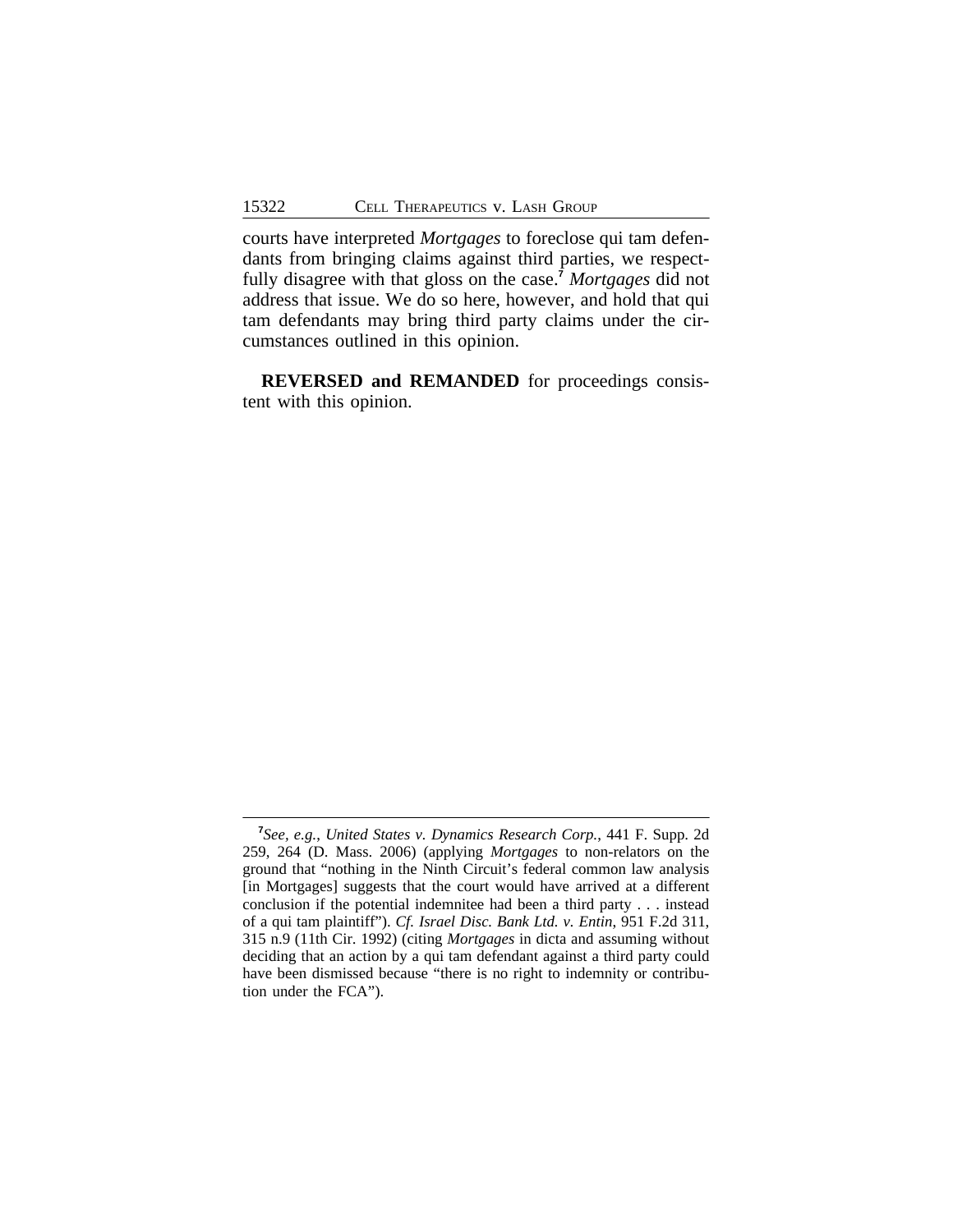courts have interpreted *Mortgages* to foreclose qui tam defendants from bringing claims against third parties, we respectfully disagree with that gloss on the case.[7] *Mortgages* did not address that issue. We do so here, however, and hold that qui tam defendants may bring third party claims under the circumstances outlined in this opinion.

**REVERSED and REMANDED** for proceedings consistent with this opinion.

---

[7]*See, e.g.*, *United States v. Dynamics Research Corp.*, 441 F. Supp. 2d 259, 264 (D. Mass. 2006) (applying *Mortgages* to non-relators on the ground that "nothing in the Ninth Circuit's federal common law analysis [in Mortgages] suggests that the court would have arrived at a different conclusion if the potential indemnitee had been a third party . . . instead of a qui tam plaintiff"). *Cf. Israel Disc. Bank Ltd. v. Entin*, 951 F.2d 311, 315 n.9 (11th Cir. 1992) (citing *Mortgages* in dicta and assuming without deciding that an action by a qui tam defendant against a third party could have been dismissed because "there is no right to indemnity or contribution under the FCA").